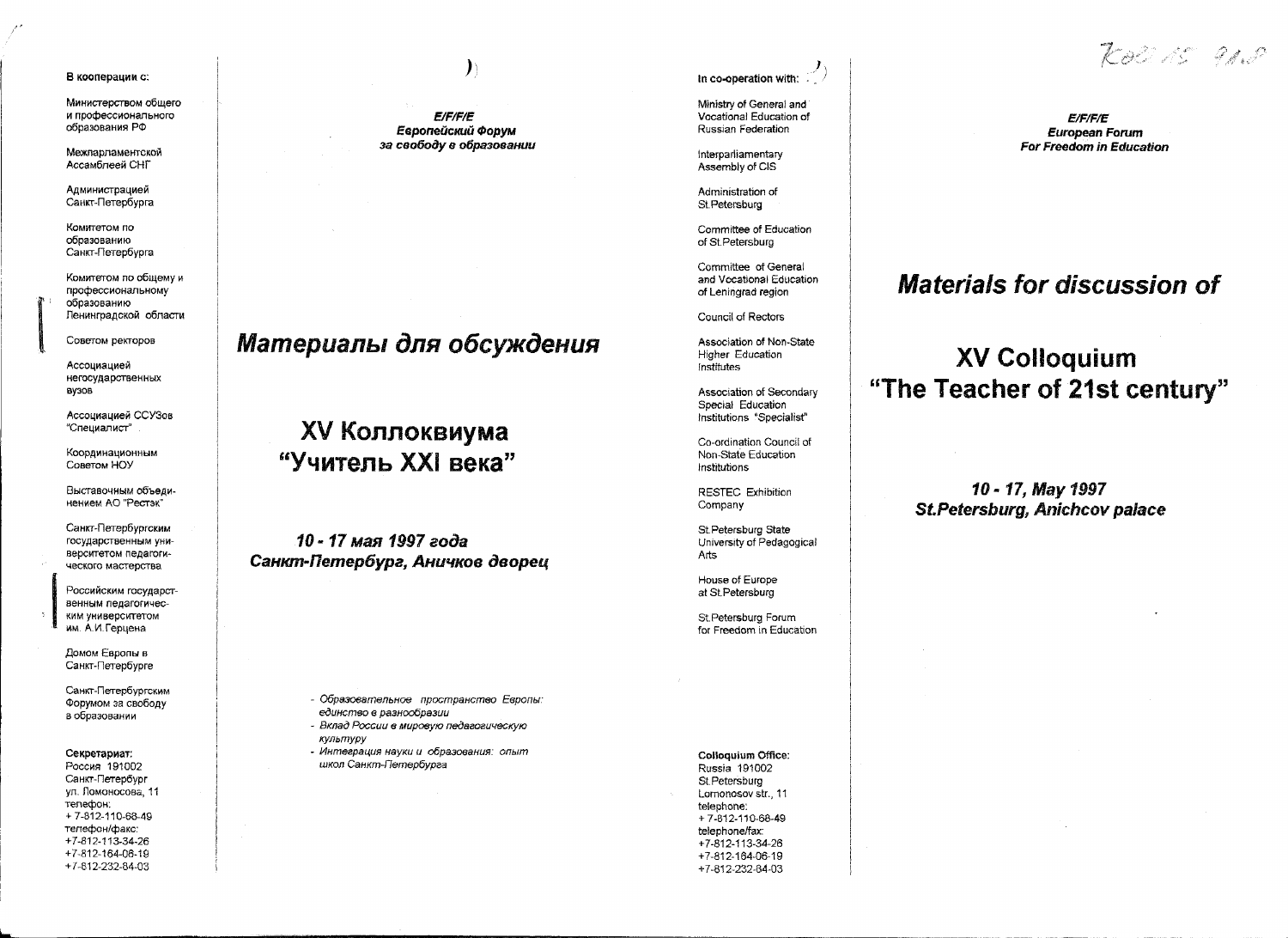В кооперации с:

Министерством общего и профессионального образования РФ

Межпарламентской Ассамблеей СНГ

Администрацией Санкт-Петербурга

Комитетом по образованию Санкт-Петербурга

Комитетом по общему и профессиональному образованию Ленинградской области

Советом ректоров

Ассоциацией негосударственных вузов

Ассоциацией ССУЗов "Специалист"

Координационным Советом НОУ

Выставочным объединением АО "Рестэк"

Санкт-Петербургским государственным университетом педагогического мастерства

Российским государственным педагогическим университетом им. А.И.Герцена

Домом Европы в Санкт-Петербурге

Санкт-Петербургским Форумом за свободу в образовании

**Секретариат:**
Россия 191002
Санкт-Петербург
ул. Ломоносова, 11
телефон:
+ 7-812-110-68-49
телефон/факс:
+7-812-113-34-26
+7-812-164-06-19
+7-812-232-84-03

***E/F/F/E***
***Европейский Форум за свободу в образовании***

# *Материалы для обсуждения*

# XV Коллоквиума "Учитель XXI века"

***10 - 17 мая 1997 года***
***Санкт-Петербург, Аничков дворец***

- *Образовательное пространство Европы: единство в разнообразии*
- *Вклад России в мировую педагогическую культуру*
- *Интеграция науки и образования: опыт школ Санкт-Петербурга*

In co-operation with:

Ministry of General and Vocational Education of Russian Federation

Interparliamentary Assembly of CIS

Administration of St.Petersburg

Committee of Education of St.Petersburg

Committee of General and Vocational Education of Leningrad region

Council of Rectors

Association of Non-State Higher Education Institutes

Association of Secondary Special Education Institutions "Specialist"

Co-ordination Council of Non-State Education Institutions

RESTEC Exhibition Company

St.Petersburg State University of Pedagogical Arts

House of Europe at St.Petersburg

St.Petersburg Forum for Freedom in Education

**Colloquium Office:**
Russia 191002
St.Petersburg
Lomonosov str., 11
telephone:
+ 7-812-110-68-49
telephone/fax:
+7-812-113-34-26
+7-812-164-06-19
+7-812-232-84-03

***E/F/F/E***
***European Forum For Freedom in Education***

# *Materials for discussion of*

# XV Colloquium "The Teacher of 21st century"

***10 - 17, May 1997***
***St.Petersburg, Anichcov palace***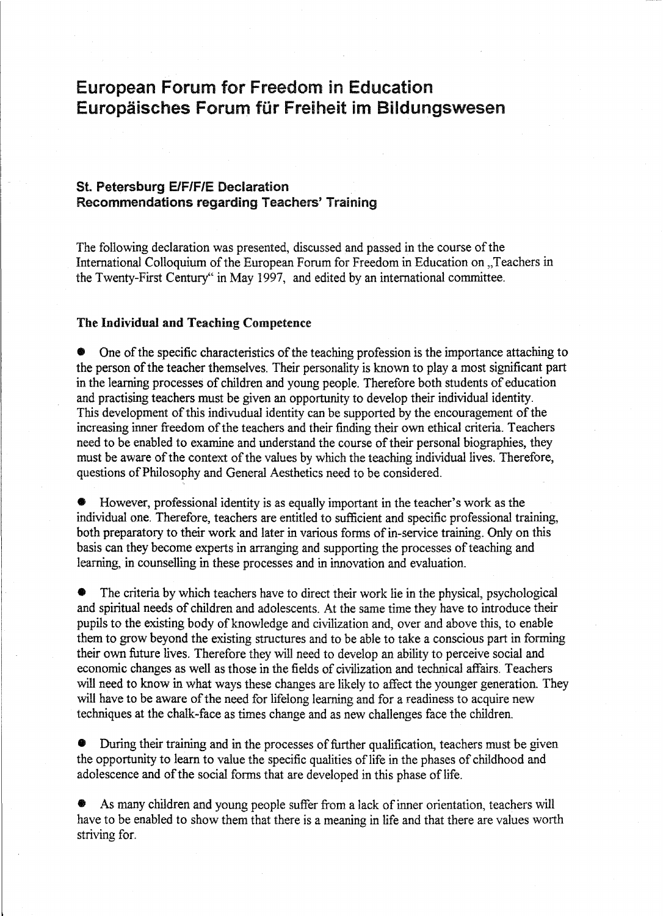# European Forum for Freedom in Education
# Europäisches Forum für Freiheit im Bildungswesen

## St. Petersburg E/F/F/E Declaration
## Recommendations regarding Teachers' Training

The following declaration was presented, discussed and passed in the course of the International Colloquium of the European Forum for Freedom in Education on „Teachers in the Twenty-First Century" in May 1997, and edited by an international committee.

### The Individual and Teaching Competence

- One of the specific characteristics of the teaching profession is the importance attaching to the person of the teacher themselves. Their personality is known to play a most significant part in the learning processes of children and young people. Therefore both students of education and practising teachers must be given an opportunity to develop their individual identity. This development of this indivudual identity can be supported by the encouragement of the increasing inner freedom of the teachers and their finding their own ethical criteria. Teachers need to be enabled to examine and understand the course of their personal biographies, they must be aware of the context of the values by which the teaching individual lives. Therefore, questions of Philosophy and General Aesthetics need to be considered.

- However, professional identity is as equally important in the teacher's work as the individual one. Therefore, teachers are entitled to sufficient and specific professional training, both preparatory to their work and later in various forms of in-service training. Only on this basis can they become experts in arranging and supporting the processes of teaching and learning, in counselling in these processes and in innovation and evaluation.

- The criteria by which teachers have to direct their work lie in the physical, psychological and spiritual needs of children and adolescents. At the same time they have to introduce their pupils to the existing body of knowledge and civilization and, over and above this, to enable them to grow beyond the existing structures and to be able to take a conscious part in forming their own future lives. Therefore they will need to develop an ability to perceive social and economic changes as well as those in the fields of civilization and technical affairs. Teachers will need to know in what ways these changes are likely to affect the younger generation. They will have to be aware of the need for lifelong learning and for a readiness to acquire new techniques at the chalk-face as times change and as new challenges face the children.

- During their training and in the processes of further qualification, teachers must be given the opportunity to learn to value the specific qualities of life in the phases of childhood and adolescence and of the social forms that are developed in this phase of life.

- As many children and young people suffer from a lack of inner orientation, teachers will have to be enabled to show them that there is a meaning in life and that there are values worth striving for.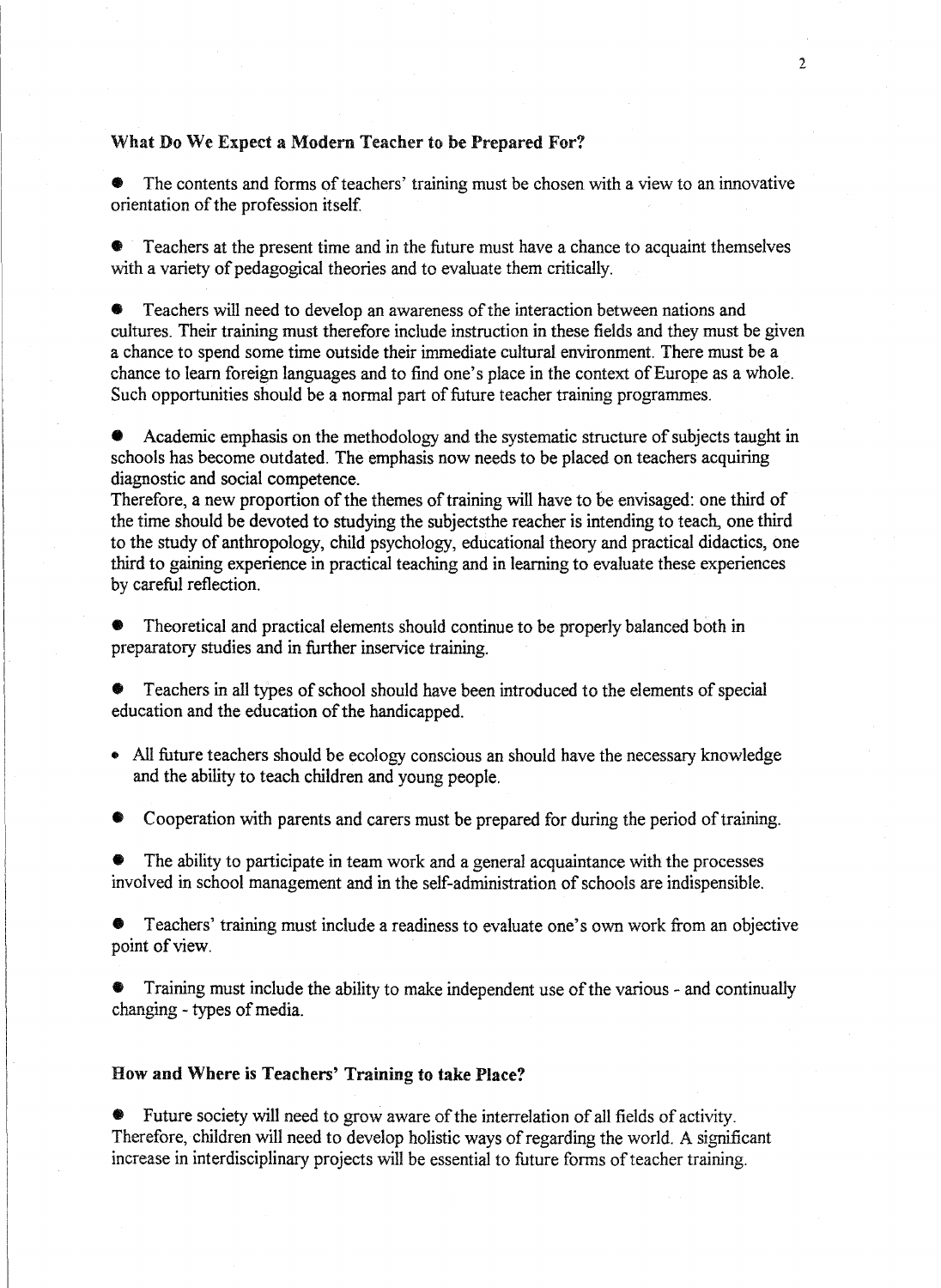### What Do We Expect a Modern Teacher to be Prepared For?

- The contents and forms of teachers' training must be chosen with a view to an innovative orientation of the profession itself.

- Teachers at the present time and in the future must have a chance to acquaint themselves with a variety of pedagogical theories and to evaluate them critically.

- Teachers will need to develop an awareness of the interaction between nations and cultures. Their training must therefore include instruction in these fields and they must be given a chance to spend some time outside their immediate cultural environment. There must be a chance to learn foreign languages and to find one's place in the context of Europe as a whole. Such opportunities should be a normal part of future teacher training programmes.

- Academic emphasis on the methodology and the systematic structure of subjects taught in schools has become outdated. The emphasis now needs to be placed on teachers acquiring diagnostic and social competence.
Therefore, a new proportion of the themes of training will have to be envisaged: one third of the time should be devoted to studying the subjectsthe reacher is intending to teach, one third to the study of anthropology, child psychology, educational theory and practical didactics, one third to gaining experience in practical teaching and in learning to evaluate these experiences by careful reflection.

- Theoretical and practical elements should continue to be properly balanced both in preparatory studies and in further inservice training.

- Teachers in all types of school should have been introduced to the elements of special education and the education of the handicapped.

- All future teachers should be ecology conscious an should have the necessary knowledge and the ability to teach children and young people.

- Cooperation with parents and carers must be prepared for during the period of training.

- The ability to participate in team work and a general acquaintance with the processes involved in school management and in the self-administration of schools are indispensible.

- Teachers' training must include a readiness to evaluate one's own work from an objective point of view.

- Training must include the ability to make independent use of the various - and continually changing - types of media.

### How and Where is Teachers' Training to take Place?

- Future society will need to grow aware of the interrelation of all fields of activity. Therefore, children will need to develop holistic ways of regarding the world. A significant increase in interdisciplinary projects will be essential to future forms of teacher training.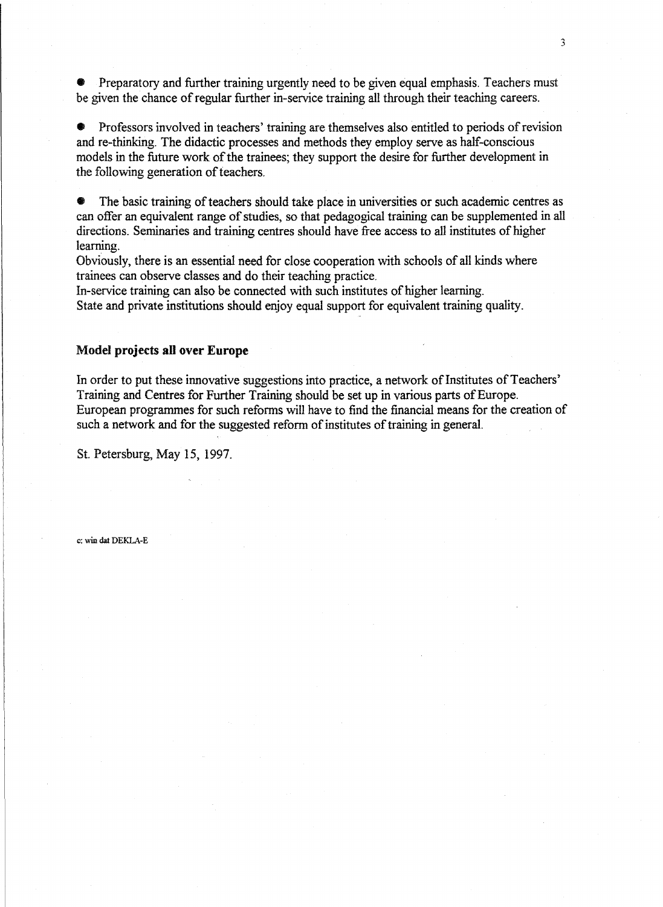- Preparatory and further training urgently need to be given equal emphasis. Teachers must be given the chance of regular further in-service training all through their teaching careers.

- Professors involved in teachers' training are themselves also entitled to periods of revision and re-thinking. The didactic processes and methods they employ serve as half-conscious models in the future work of the trainees; they support the desire for further development in the following generation of teachers.

- The basic training of teachers should take place in universities or such academic centres as can offer an equivalent range of studies, so that pedagogical training can be supplemented in all directions. Seminaries and training centres should have free access to all institutes of higher learning.
Obviously, there is an essential need for close cooperation with schools of all kinds where trainees can observe classes and do their teaching practice.
In-service training can also be connected with such institutes of higher learning.
State and private institutions should enjoy equal support for equivalent training quality.

### Model projects all over Europe

In order to put these innovative suggestions into practice, a network of Institutes of Teachers' Training and Centres for Further Training should be set up in various parts of Europe. European programmes for such reforms will have to find the financial means for the creation of such a network and for the suggested reform of institutes of training in general.

St. Petersburg, May 15, 1997.

c: win dat DEKLA-E